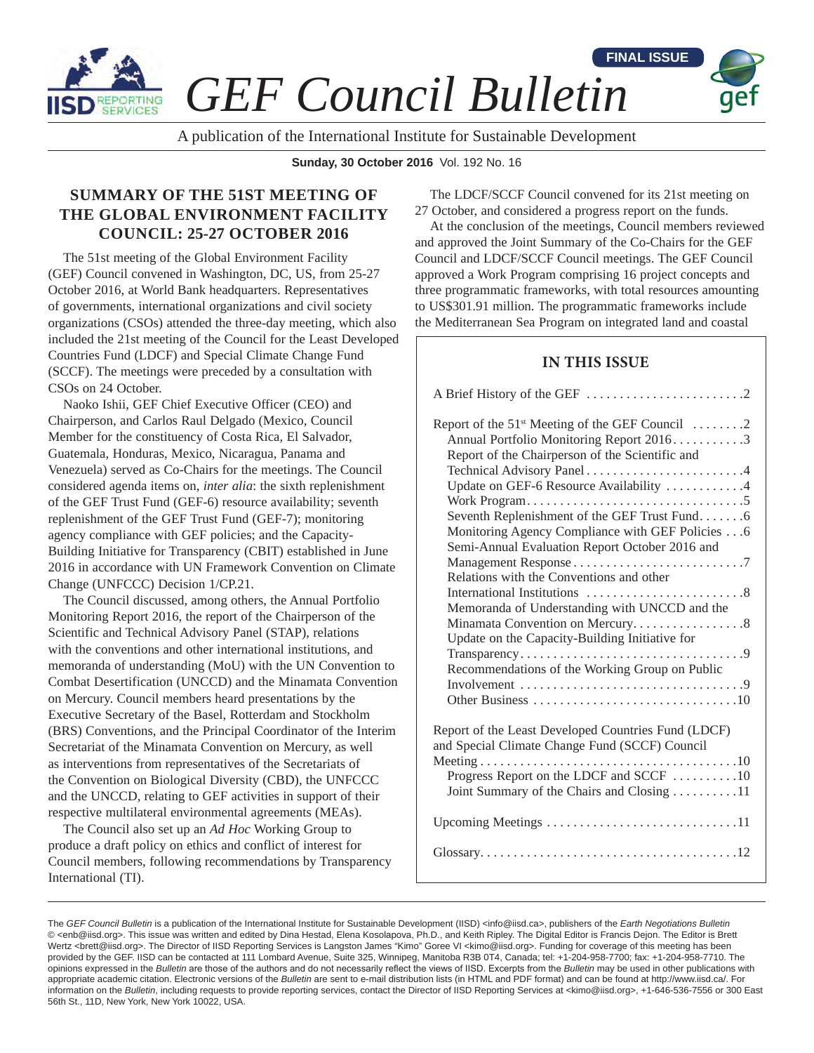FINAL ISSUE

# GEF Council Bulletin

A publication of the International Institute for Sustainable Development

**Sunday, 30 October 2016** Vol. 192 No. 16

## SUMMARY OF THE 51ST MEETING OF THE GLOBAL ENVIRONMENT FACILITY COUNCIL: 25-27 OCTOBER 2016

The 51st meeting of the Global Environment Facility (GEF) Council convened in Washington, DC, US, from 25-27 October 2016, at World Bank headquarters. Representatives of governments, international organizations and civil society organizations (CSOs) attended the three-day meeting, which also included the 21st meeting of the Council for the Least Developed Countries Fund (LDCF) and Special Climate Change Fund (SCCF). The meetings were preceded by a consultation with CSOs on 24 October.

Naoko Ishii, GEF Chief Executive Officer (CEO) and Chairperson, and Carlos Raul Delgado (Mexico, Council Member for the constituency of Costa Rica, El Salvador, Guatemala, Honduras, Mexico, Nicaragua, Panama and Venezuela) served as Co-Chairs for the meetings. The Council considered agenda items on, *inter alia*: the sixth replenishment of the GEF Trust Fund (GEF-6) resource availability; seventh replenishment of the GEF Trust Fund (GEF-7); monitoring agency compliance with GEF policies; and the Capacity-Building Initiative for Transparency (CBIT) established in June 2016 in accordance with UN Framework Convention on Climate Change (UNFCCC) Decision 1/CP.21.

The Council discussed, among others, the Annual Portfolio Monitoring Report 2016, the report of the Chairperson of the Scientific and Technical Advisory Panel (STAP), relations with the conventions and other international institutions, and memoranda of understanding (MoU) with the UN Convention to Combat Desertification (UNCCD) and the Minamata Convention on Mercury. Council members heard presentations by the Executive Secretary of the Basel, Rotterdam and Stockholm (BRS) Conventions, and the Principal Coordinator of the Interim Secretariat of the Minamata Convention on Mercury, as well as interventions from representatives of the Secretariats of the Convention on Biological Diversity (CBD), the UNFCCC and the UNCCD, relating to GEF activities in support of their respective multilateral environmental agreements (MEAs).

The Council also set up an *Ad Hoc* Working Group to produce a draft policy on ethics and conflict of interest for Council members, following recommendations by Transparency International (TI).

The LDCF/SCCF Council convened for its 21st meeting on 27 October, and considered a progress report on the funds.

At the conclusion of the meetings, Council members reviewed and approved the Joint Summary of the Co-Chairs for the GEF Council and LDCF/SCCF Council meetings. The GEF Council approved a Work Program comprising 16 project concepts and three programmatic frameworks, with total resources amounting to US$301.91 million. The programmatic frameworks include the Mediterranean Sea Program on integrated land and coastal

### IN THIS ISSUE

A Brief History of the GEF ........................2

Report of the 51st Meeting of the GEF Council ........2
- Annual Portfolio Monitoring Report 2016...........3
- Report of the Chairperson of the Scientific and Technical Advisory Panel........................4
- Update on GEF-6 Resource Availability ............4
- Work Program................................5
- Seventh Replenishment of the GEF Trust Fund.......6
- Monitoring Agency Compliance with GEF Policies ...6
- Semi-Annual Evaluation Report October 2016 and Management Response..........................7
- Relations with the Conventions and other International Institutions ........................8
- Memoranda of Understanding with UNCCD and the Minamata Convention on Mercury.................8
- Update on the Capacity-Building Initiative for Transparency..................................9
- Recommendations of the Working Group on Public Involvement ..................................9
- Other Business ...............................10

Report of the Least Developed Countries Fund (LDCF) and Special Climate Change Fund (SCCF) Council Meeting.......................................10
- Progress Report on the LDCF and SCCF ..........10
- Joint Summary of the Chairs and Closing ..........11

Upcoming Meetings .............................11

Glossary.......................................12

The *GEF Council Bulletin* is a publication of the International Institute for Sustainable Development (IISD) <info@iisd.ca>, publishers of the *Earth Negotiations Bulletin* © <enb@iisd.org>. This issue was written and edited by Dina Hestad, Elena Kosolapova, Ph.D., and Keith Ripley. The Digital Editor is Francis Dejon. The Editor is Brett Wertz <brett@iisd.org>. The Director of IISD Reporting Services is Langston James "Kimo" Goree VI <kimo@iisd.org>. Funding for coverage of this meeting has been provided by the GEF. IISD can be contacted at 111 Lombard Avenue, Suite 325, Winnipeg, Manitoba R3B 0T4, Canada; tel: +1-204-958-7700; fax: +1-204-958-7710. The opinions expressed in the *Bulletin* are those of the authors and do not necessarily reflect the views of IISD. Excerpts from the *Bulletin* may be used in other publications with appropriate academic citation. Electronic versions of the *Bulletin* are sent to e-mail distribution lists (in HTML and PDF format) and can be found at http://www.iisd.ca/. For information on the *Bulletin*, including requests to provide reporting services, contact the Director of IISD Reporting Services at <kimo@iisd.org>, +1-646-536-7556 or 300 East 56th St., 11D, New York, New York 10022, USA.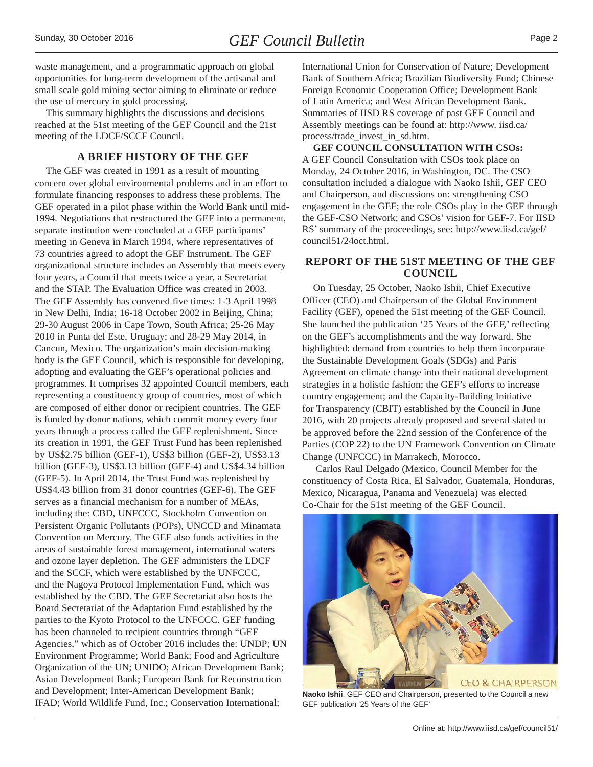waste management, and a programmatic approach on global opportunities for long-term development of the artisanal and small scale gold mining sector aiming to eliminate or reduce the use of mercury in gold processing.

This summary highlights the discussions and decisions reached at the 51st meeting of the GEF Council and the 21st meeting of the LDCF/SCCF Council.

## A BRIEF HISTORY OF THE GEF

The GEF was created in 1991 as a result of mounting concern over global environmental problems and in an effort to formulate financing responses to address these problems. The GEF operated in a pilot phase within the World Bank until mid-1994. Negotiations that restructured the GEF into a permanent, separate institution were concluded at a GEF participants' meeting in Geneva in March 1994, where representatives of 73 countries agreed to adopt the GEF Instrument. The GEF organizational structure includes an Assembly that meets every four years, a Council that meets twice a year, a Secretariat and the STAP. The Evaluation Office was created in 2003. The GEF Assembly has convened five times: 1-3 April 1998 in New Delhi, India; 16-18 October 2002 in Beijing, China; 29-30 August 2006 in Cape Town, South Africa; 25-26 May 2010 in Punta del Este, Uruguay; and 28-29 May 2014, in Cancun, Mexico. The organization's main decision-making body is the GEF Council, which is responsible for developing, adopting and evaluating the GEF's operational policies and programmes. It comprises 32 appointed Council members, each representing a constituency group of countries, most of which are composed of either donor or recipient countries. The GEF is funded by donor nations, which commit money every four years through a process called the GEF replenishment. Since its creation in 1991, the GEF Trust Fund has been replenished by US$2.75 billion (GEF-1), US$3 billion (GEF-2), US$3.13 billion (GEF-3), US$3.13 billion (GEF-4) and US$4.34 billion (GEF-5). In April 2014, the Trust Fund was replenished by US$4.43 billion from 31 donor countries (GEF-6). The GEF serves as a financial mechanism for a number of MEAs, including the: CBD, UNFCCC, Stockholm Convention on Persistent Organic Pollutants (POPs), UNCCD and Minamata Convention on Mercury. The GEF also funds activities in the areas of sustainable forest management, international waters and ozone layer depletion. The GEF administers the LDCF and the SCCF, which were established by the UNFCCC, and the Nagoya Protocol Implementation Fund, which was established by the CBD. The GEF Secretariat also hosts the Board Secretariat of the Adaptation Fund established by the parties to the Kyoto Protocol to the UNFCCC. GEF funding has been channeled to recipient countries through "GEF Agencies," which as of October 2016 includes the: UNDP; UN Environment Programme; World Bank; Food and Agriculture Organization of the UN; UNIDO; African Development Bank; Asian Development Bank; European Bank for Reconstruction and Development; Inter-American Development Bank; IFAD; World Wildlife Fund, Inc.; Conservation International; International Union for Conservation of Nature; Development Bank of Southern Africa; Brazilian Biodiversity Fund; Chinese Foreign Economic Cooperation Office; Development Bank of Latin America; and West African Development Bank. Summaries of IISD RS coverage of past GEF Council and Assembly meetings can be found at: http://www.iisd.ca/process/trade_invest_in_sd.htm.

**GEF COUNCIL CONSULTATION WITH CSOs:** A GEF Council Consultation with CSOs took place on Monday, 24 October 2016, in Washington, DC. The CSO consultation included a dialogue with Naoko Ishii, GEF CEO and Chairperson, and discussions on: strengthening CSO engagement in the GEF; the role CSOs play in the GEF through the GEF-CSO Network; and CSOs' vision for GEF-7. For IISD RS' summary of the proceedings, see: http://www.iisd.ca/gef/council51/24oct.html.

## REPORT OF THE 51ST MEETING OF THE GEF COUNCIL

On Tuesday, 25 October, Naoko Ishii, Chief Executive Officer (CEO) and Chairperson of the Global Environment Facility (GEF), opened the 51st meeting of the GEF Council. She launched the publication '25 Years of the GEF,' reflecting on the GEF's accomplishments and the way forward. She highlighted: demand from countries to help them incorporate the Sustainable Development Goals (SDGs) and Paris Agreement on climate change into their national development strategies in a holistic fashion; the GEF's efforts to increase country engagement; and the Capacity-Building Initiative for Transparency (CBIT) established by the Council in June 2016, with 20 projects already proposed and several slated to be approved before the 22nd session of the Conference of the Parties (COP 22) to the UN Framework Convention on Climate Change (UNFCCC) in Marrakech, Morocco.

Carlos Raul Delgado (Mexico, Council Member for the constituency of Costa Rica, El Salvador, Guatemala, Honduras, Mexico, Nicaragua, Panama and Venezuela) was elected Co-Chair for the 51st meeting of the GEF Council.

**Naoko Ishii**, GEF CEO and Chairperson, presented to the Council a new GEF publication '25 Years of the GEF'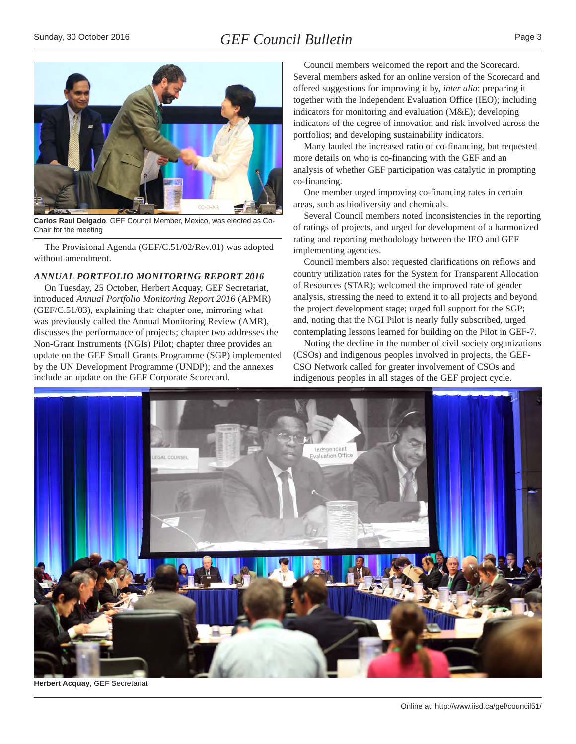**Carlos Raul Delgado**, GEF Council Member, Mexico, was elected as Co-Chair for the meeting

The Provisional Agenda (GEF/C.51/02/Rev.01) was adopted without amendment.

### *ANNUAL PORTFOLIO MONITORING REPORT 2016*

On Tuesday, 25 October, Herbert Acquay, GEF Secretariat, introduced *Annual Portfolio Monitoring Report 2016* (APMR) (GEF/C.51/03), explaining that: chapter one, mirroring what was previously called the Annual Monitoring Review (AMR), discusses the performance of projects; chapter two addresses the Non-Grant Instruments (NGIs) Pilot; chapter three provides an update on the GEF Small Grants Programme (SGP) implemented by the UN Development Programme (UNDP); and the annexes include an update on the GEF Corporate Scorecard.

Council members welcomed the report and the Scorecard. Several members asked for an online version of the Scorecard and offered suggestions for improving it by, *inter alia*: preparing it together with the Independent Evaluation Office (IEO); including indicators for monitoring and evaluation (M&E); developing indicators of the degree of innovation and risk involved across the portfolios; and developing sustainability indicators.

Many lauded the increased ratio of co-financing, but requested more details on who is co-financing with the GEF and an analysis of whether GEF participation was catalytic in prompting co-financing.

One member urged improving co-financing rates in certain areas, such as biodiversity and chemicals.

Several Council members noted inconsistencies in the reporting of ratings of projects, and urged for development of a harmonized rating and reporting methodology between the IEO and GEF implementing agencies.

Council members also: requested clarifications on reflows and country utilization rates for the System for Transparent Allocation of Resources (STAR); welcomed the improved rate of gender analysis, stressing the need to extend it to all projects and beyond the project development stage; urged full support for the SGP; and, noting that the NGI Pilot is nearly fully subscribed, urged contemplating lessons learned for building on the Pilot in GEF-7.

Noting the decline in the number of civil society organizations (CSOs) and indigenous peoples involved in projects, the GEF-CSO Network called for greater involvement of CSOs and indigenous peoples in all stages of the GEF project cycle.

**Herbert Acquay**, GEF Secretariat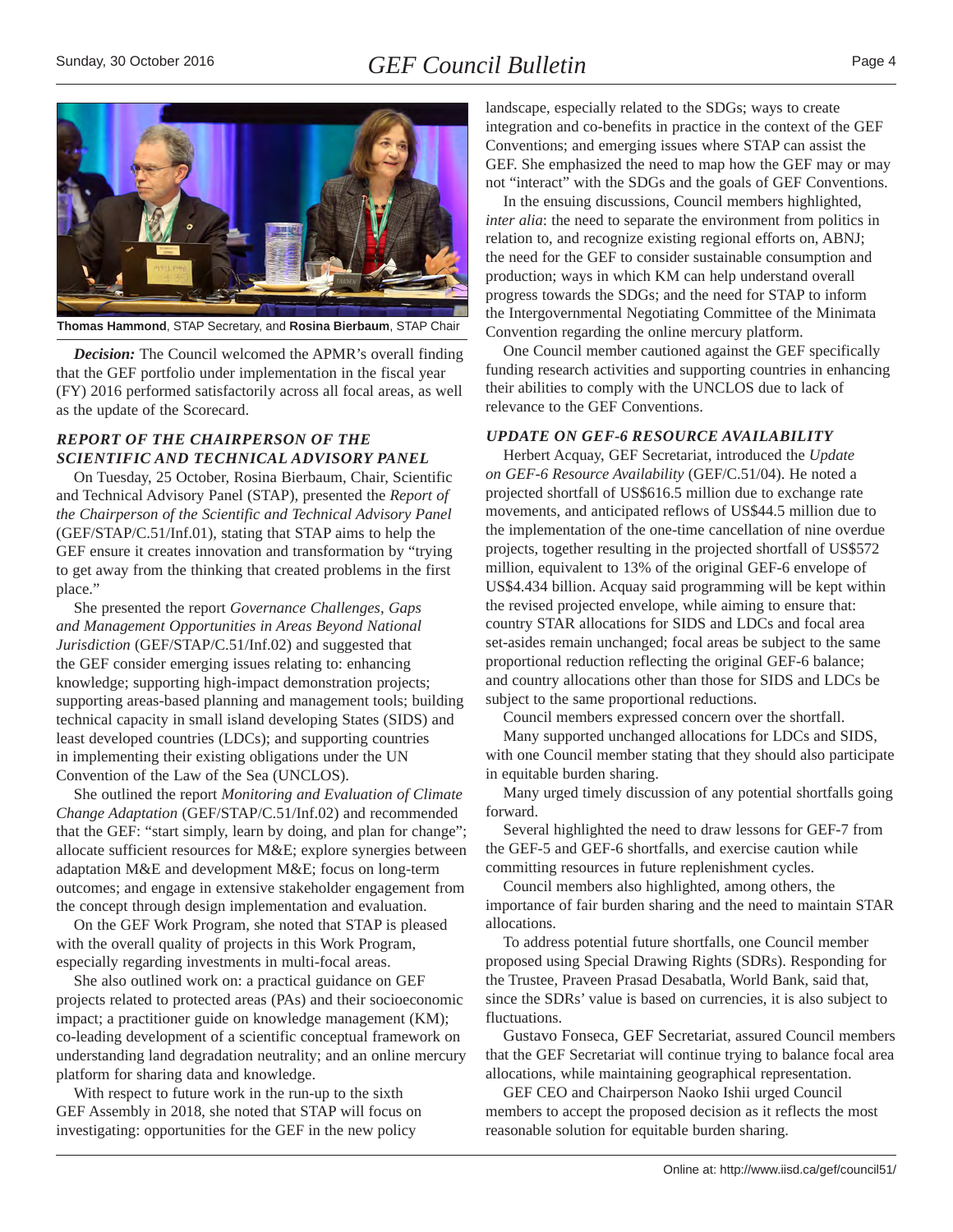**Thomas Hammond**, STAP Secretary, and **Rosina Bierbaum**, STAP Chair

***Decision:*** The Council welcomed the APMR's overall finding that the GEF portfolio under implementation in the fiscal year (FY) 2016 performed satisfactorily across all focal areas, as well as the update of the Scorecard.

### *REPORT OF THE CHAIRPERSON OF THE SCIENTIFIC AND TECHNICAL ADVISORY PANEL*

On Tuesday, 25 October, Rosina Bierbaum, Chair, Scientific and Technical Advisory Panel (STAP), presented the *Report of the Chairperson of the Scientific and Technical Advisory Panel* (GEF/STAP/C.51/Inf.01), stating that STAP aims to help the GEF ensure it creates innovation and transformation by "trying to get away from the thinking that created problems in the first place."

She presented the report *Governance Challenges, Gaps and Management Opportunities in Areas Beyond National Jurisdiction* (GEF/STAP/C.51/Inf.02) and suggested that the GEF consider emerging issues relating to: enhancing knowledge; supporting high-impact demonstration projects; supporting areas-based planning and management tools; building technical capacity in small island developing States (SIDS) and least developed countries (LDCs); and supporting countries in implementing their existing obligations under the UN Convention of the Law of the Sea (UNCLOS).

She outlined the report *Monitoring and Evaluation of Climate Change Adaptation* (GEF/STAP/C.51/Inf.02) and recommended that the GEF: "start simply, learn by doing, and plan for change"; allocate sufficient resources for M&E; explore synergies between adaptation M&E and development M&E; focus on long-term outcomes; and engage in extensive stakeholder engagement from the concept through design implementation and evaluation.

On the GEF Work Program, she noted that STAP is pleased with the overall quality of projects in this Work Program, especially regarding investments in multi-focal areas.

She also outlined work on: a practical guidance on GEF projects related to protected areas (PAs) and their socioeconomic impact; a practitioner guide on knowledge management (KM); co-leading development of a scientific conceptual framework on understanding land degradation neutrality; and an online mercury platform for sharing data and knowledge.

With respect to future work in the run-up to the sixth GEF Assembly in 2018, she noted that STAP will focus on investigating: opportunities for the GEF in the new policy landscape, especially related to the SDGs; ways to create integration and co-benefits in practice in the context of the GEF Conventions; and emerging issues where STAP can assist the GEF. She emphasized the need to map how the GEF may or may not "interact" with the SDGs and the goals of GEF Conventions.

In the ensuing discussions, Council members highlighted, *inter alia*: the need to separate the environment from politics in relation to, and recognize existing regional efforts on, ABNJ; the need for the GEF to consider sustainable consumption and production; ways in which KM can help understand overall progress towards the SDGs; and the need for STAP to inform the Intergovernmental Negotiating Committee of the Minimata Convention regarding the online mercury platform.

One Council member cautioned against the GEF specifically funding research activities and supporting countries in enhancing their abilities to comply with the UNCLOS due to lack of relevance to the GEF Conventions.

### *UPDATE ON GEF-6 RESOURCE AVAILABILITY*

Herbert Acquay, GEF Secretariat, introduced the *Update on GEF-6 Resource Availability* (GEF/C.51/04). He noted a projected shortfall of US$616.5 million due to exchange rate movements, and anticipated reflows of US$44.5 million due to the implementation of the one-time cancellation of nine overdue projects, together resulting in the projected shortfall of US$572 million, equivalent to 13% of the original GEF-6 envelope of US$4.434 billion. Acquay said programming will be kept within the revised projected envelope, while aiming to ensure that: country STAR allocations for SIDS and LDCs and focal area set-asides remain unchanged; focal areas be subject to the same proportional reduction reflecting the original GEF-6 balance; and country allocations other than those for SIDS and LDCs be subject to the same proportional reductions.

Council members expressed concern over the shortfall.

Many supported unchanged allocations for LDCs and SIDS, with one Council member stating that they should also participate in equitable burden sharing.

Many urged timely discussion of any potential shortfalls going forward.

Several highlighted the need to draw lessons for GEF-7 from the GEF-5 and GEF-6 shortfalls, and exercise caution while committing resources in future replenishment cycles.

Council members also highlighted, among others, the importance of fair burden sharing and the need to maintain STAR allocations.

To address potential future shortfalls, one Council member proposed using Special Drawing Rights (SDRs). Responding for the Trustee, Praveen Prasad Desabatla, World Bank, said that, since the SDRs' value is based on currencies, it is also subject to fluctuations.

Gustavo Fonseca, GEF Secretariat, assured Council members that the GEF Secretariat will continue trying to balance focal area allocations, while maintaining geographical representation.

GEF CEO and Chairperson Naoko Ishii urged Council members to accept the proposed decision as it reflects the most reasonable solution for equitable burden sharing.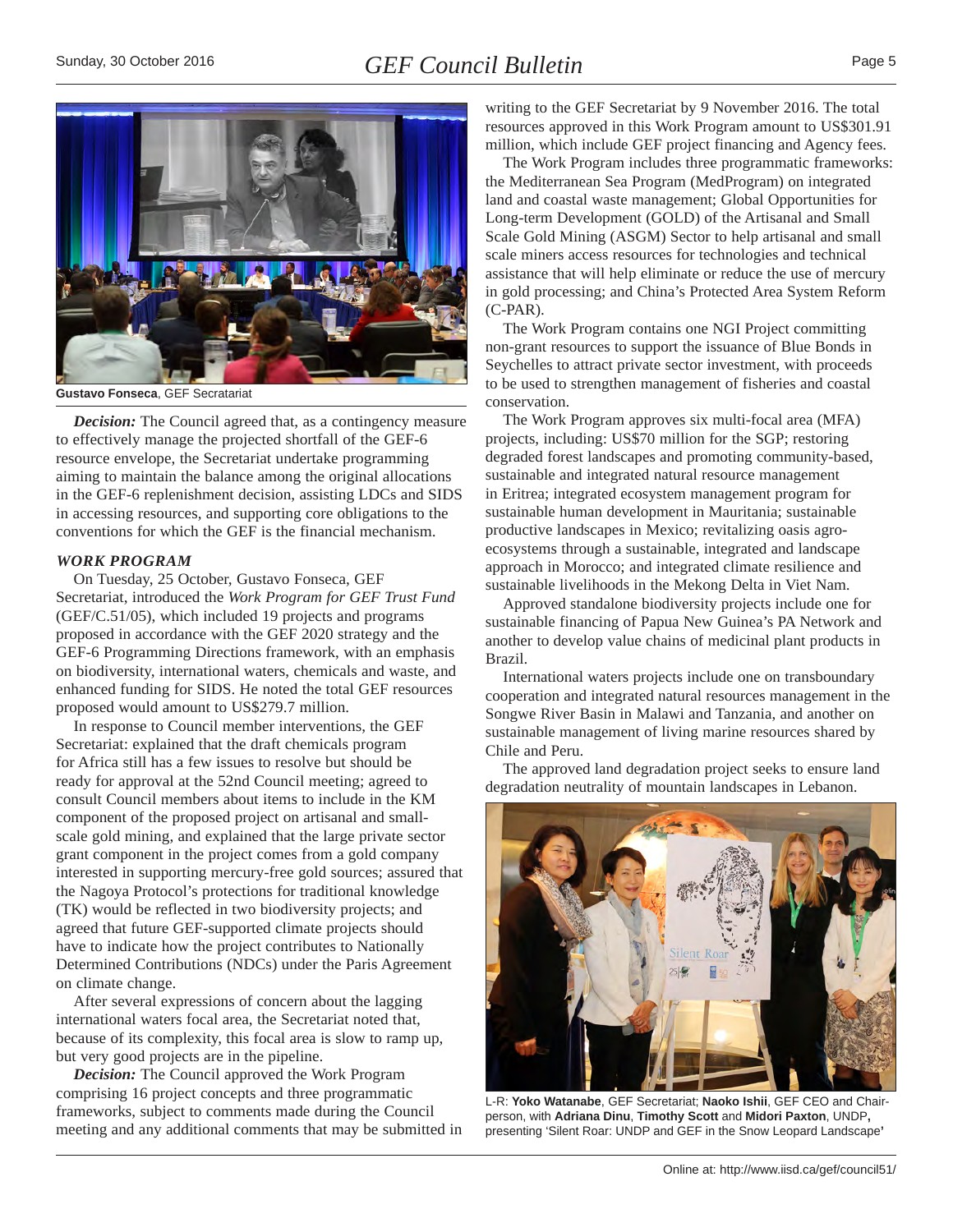Gustavo Fonseca, GEF Secratariat

***Decision:*** The Council agreed that, as a contingency measure to effectively manage the projected shortfall of the GEF-6 resource envelope, the Secretariat undertake programming aiming to maintain the balance among the original allocations in the GEF-6 replenishment decision, assisting LDCs and SIDS in accessing resources, and supporting core obligations to the conventions for which the GEF is the financial mechanism.

### *WORK PROGRAM*

On Tuesday, 25 October, Gustavo Fonseca, GEF Secretariat, introduced the *Work Program for GEF Trust Fund* (GEF/C.51/05), which included 19 projects and programs proposed in accordance with the GEF 2020 strategy and the GEF-6 Programming Directions framework, with an emphasis on biodiversity, international waters, chemicals and waste, and enhanced funding for SIDS. He noted the total GEF resources proposed would amount to US$279.7 million.

In response to Council member interventions, the GEF Secretariat: explained that the draft chemicals program for Africa still has a few issues to resolve but should be ready for approval at the 52nd Council meeting; agreed to consult Council members about items to include in the KM component of the proposed project on artisanal and small-scale gold mining, and explained that the large private sector grant component in the project comes from a gold company interested in supporting mercury-free gold sources; assured that the Nagoya Protocol's protections for traditional knowledge (TK) would be reflected in two biodiversity projects; and agreed that future GEF-supported climate projects should have to indicate how the project contributes to Nationally Determined Contributions (NDCs) under the Paris Agreement on climate change.

After several expressions of concern about the lagging international waters focal area, the Secretariat noted that, because of its complexity, this focal area is slow to ramp up, but very good projects are in the pipeline.

***Decision:*** The Council approved the Work Program comprising 16 project concepts and three programmatic frameworks, subject to comments made during the Council meeting and any additional comments that may be submitted in writing to the GEF Secretariat by 9 November 2016. The total resources approved in this Work Program amount to US$301.91 million, which include GEF project financing and Agency fees.

The Work Program includes three programmatic frameworks: the Mediterranean Sea Program (MedProgram) on integrated land and coastal waste management; Global Opportunities for Long-term Development (GOLD) of the Artisanal and Small Scale Gold Mining (ASGM) Sector to help artisanal and small scale miners access resources for technologies and technical assistance that will help eliminate or reduce the use of mercury in gold processing; and China's Protected Area System Reform (C-PAR).

The Work Program contains one NGI Project committing non-grant resources to support the issuance of Blue Bonds in Seychelles to attract private sector investment, with proceeds to be used to strengthen management of fisheries and coastal conservation.

The Work Program approves six multi-focal area (MFA) projects, including: US$70 million for the SGP; restoring degraded forest landscapes and promoting community-based, sustainable and integrated natural resource management in Eritrea; integrated ecosystem management program for sustainable human development in Mauritania; sustainable productive landscapes in Mexico; revitalizing oasis agro-ecosystems through a sustainable, integrated and landscape approach in Morocco; and integrated climate resilience and sustainable livelihoods in the Mekong Delta in Viet Nam.

Approved standalone biodiversity projects include one for sustainable financing of Papua New Guinea's PA Network and another to develop value chains of medicinal plant products in Brazil.

International waters projects include one on transboundary cooperation and integrated natural resources management in the Songwe River Basin in Malawi and Tanzania, and another on sustainable management of living marine resources shared by Chile and Peru.

The approved land degradation project seeks to ensure land degradation neutrality of mountain landscapes in Lebanon.

L-R: **Yoko Watanabe**, GEF Secretariat; **Naoko Ishii**, GEF CEO and Chairperson, with **Adriana Dinu**, **Timothy Scott** and **Midori Paxton**, UNDP, presenting 'Silent Roar: UNDP and GEF in the Snow Leopard Landscape'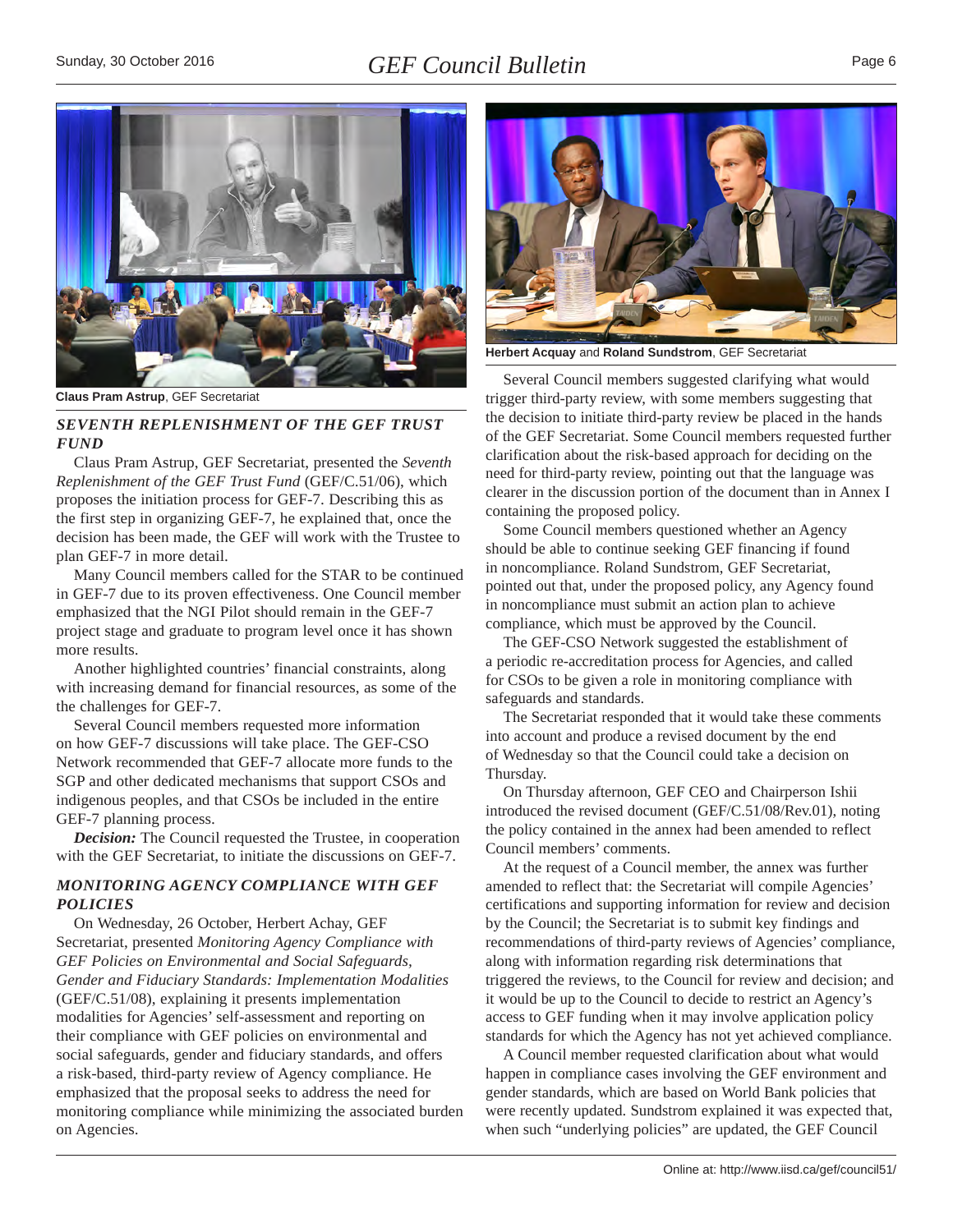Claus Pram Astrup, GEF Secretariat

**Herbert Acquay** and **Roland Sundstrom**, GEF Secretariat

## *SEVENTH REPLENISHMENT OF THE GEF TRUST FUND*

Claus Pram Astrup, GEF Secretariat, presented the *Seventh Replenishment of the GEF Trust Fund* (GEF/C.51/06), which proposes the initiation process for GEF-7. Describing this as the first step in organizing GEF-7, he explained that, once the decision has been made, the GEF will work with the Trustee to plan GEF-7 in more detail.

Many Council members called for the STAR to be continued in GEF-7 due to its proven effectiveness. One Council member emphasized that the NGI Pilot should remain in the GEF-7 project stage and graduate to program level once it has shown more results.

Another highlighted countries' financial constraints, along with increasing demand for financial resources, as some of the the challenges for GEF-7.

Several Council members requested more information on how GEF-7 discussions will take place. The GEF-CSO Network recommended that GEF-7 allocate more funds to the SGP and other dedicated mechanisms that support CSOs and indigenous peoples, and that CSOs be included in the entire GEF-7 planning process.

***Decision:*** The Council requested the Trustee, in cooperation with the GEF Secretariat, to initiate the discussions on GEF-7.

## *MONITORING AGENCY COMPLIANCE WITH GEF POLICIES*

On Wednesday, 26 October, Herbert Achay, GEF Secretariat, presented *Monitoring Agency Compliance with GEF Policies on Environmental and Social Safeguards, Gender and Fiduciary Standards: Implementation Modalities* (GEF/C.51/08), explaining it presents implementation modalities for Agencies' self-assessment and reporting on their compliance with GEF policies on environmental and social safeguards, gender and fiduciary standards, and offers a risk-based, third-party review of Agency compliance. He emphasized that the proposal seeks to address the need for monitoring compliance while minimizing the associated burden on Agencies.

Several Council members suggested clarifying what would trigger third-party review, with some members suggesting that the decision to initiate third-party review be placed in the hands of the GEF Secretariat. Some Council members requested further clarification about the risk-based approach for deciding on the need for third-party review, pointing out that the language was clearer in the discussion portion of the document than in Annex I containing the proposed policy.

Some Council members questioned whether an Agency should be able to continue seeking GEF financing if found in noncompliance. Roland Sundstrom, GEF Secretariat, pointed out that, under the proposed policy, any Agency found in noncompliance must submit an action plan to achieve compliance, which must be approved by the Council.

The GEF-CSO Network suggested the establishment of a periodic re-accreditation process for Agencies, and called for CSOs to be given a role in monitoring compliance with safeguards and standards.

The Secretariat responded that it would take these comments into account and produce a revised document by the end of Wednesday so that the Council could take a decision on Thursday.

On Thursday afternoon, GEF CEO and Chairperson Ishii introduced the revised document (GEF/C.51/08/Rev.01), noting the policy contained in the annex had been amended to reflect Council members' comments.

At the request of a Council member, the annex was further amended to reflect that: the Secretariat will compile Agencies' certifications and supporting information for review and decision by the Council; the Secretariat is to submit key findings and recommendations of third-party reviews of Agencies' compliance, along with information regarding risk determinations that triggered the reviews, to the Council for review and decision; and it would be up to the Council to decide to restrict an Agency's access to GEF funding when it may involve application policy standards for which the Agency has not yet achieved compliance.

A Council member requested clarification about what would happen in compliance cases involving the GEF environment and gender standards, which are based on World Bank policies that were recently updated. Sundstrom explained it was expected that, when such "underlying policies" are updated, the GEF Council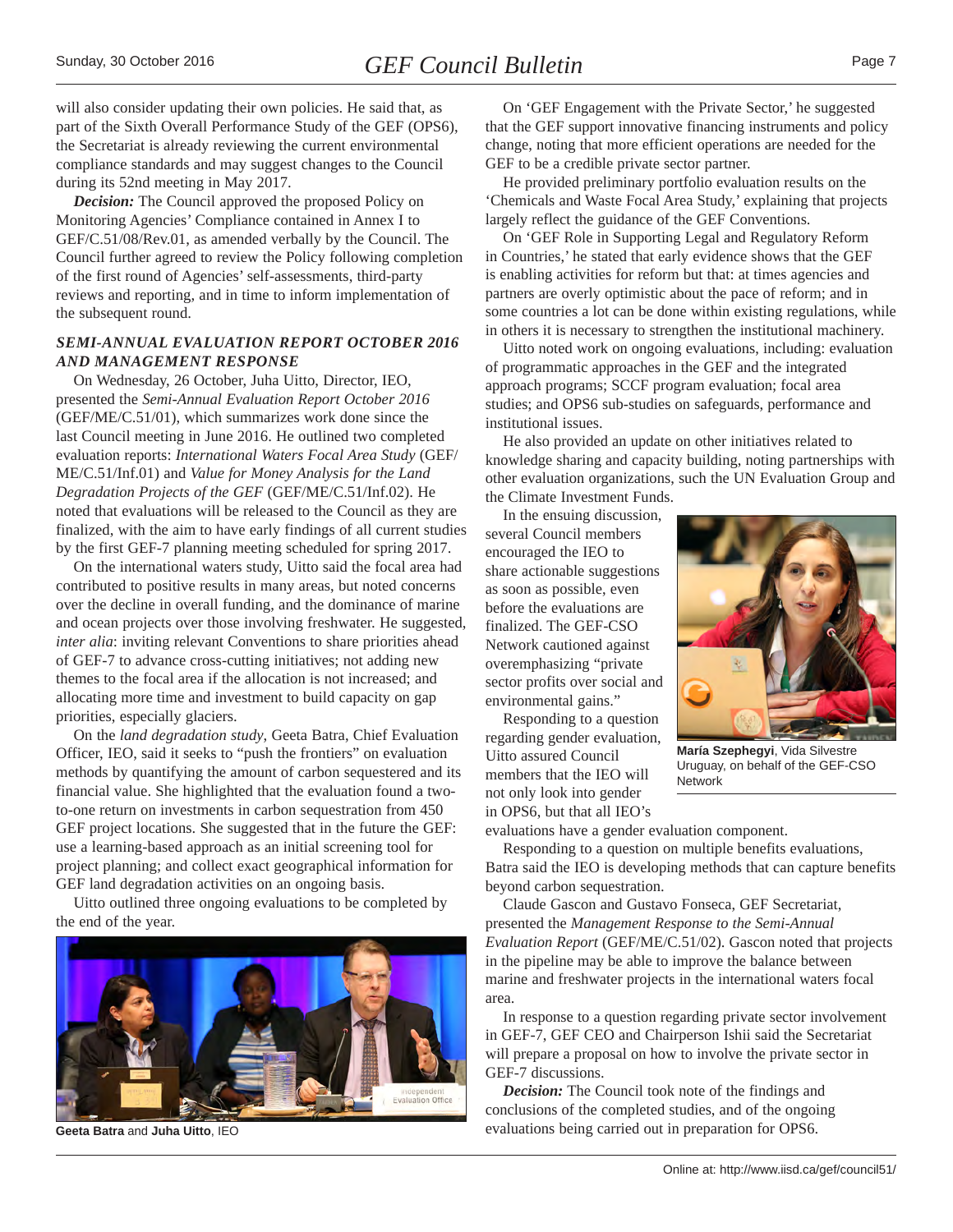will also consider updating their own policies. He said that, as part of the Sixth Overall Performance Study of the GEF (OPS6), the Secretariat is already reviewing the current environmental compliance standards and may suggest changes to the Council during its 52nd meeting in May 2017.

***Decision:*** The Council approved the proposed Policy on Monitoring Agencies' Compliance contained in Annex I to GEF/C.51/08/Rev.01, as amended verbally by the Council. The Council further agreed to review the Policy following completion of the first round of Agencies' self-assessments, third-party reviews and reporting, and in time to inform implementation of the subsequent round.

### SEMI-ANNUAL EVALUATION REPORT OCTOBER 2016 AND MANAGEMENT RESPONSE

On Wednesday, 26 October, Juha Uitto, Director, IEO, presented the *Semi-Annual Evaluation Report October 2016* (GEF/ME/C.51/01), which summarizes work done since the last Council meeting in June 2016. He outlined two completed evaluation reports: *International Waters Focal Area Study* (GEF/ME/C.51/Inf.01) and *Value for Money Analysis for the Land Degradation Projects of the GEF* (GEF/ME/C.51/Inf.02). He noted that evaluations will be released to the Council as they are finalized, with the aim to have early findings of all current studies by the first GEF-7 planning meeting scheduled for spring 2017.

On the international waters study, Uitto said the focal area had contributed to positive results in many areas, but noted concerns over the decline in overall funding, and the dominance of marine and ocean projects over those involving freshwater. He suggested, *inter alia*: inviting relevant Conventions to share priorities ahead of GEF-7 to advance cross-cutting initiatives; not adding new themes to the focal area if the allocation is not increased; and allocating more time and investment to build capacity on gap priorities, especially glaciers.

On the *land degradation study*, Geeta Batra, Chief Evaluation Officer, IEO, said it seeks to "push the frontiers" on evaluation methods by quantifying the amount of carbon sequestered and its financial value. She highlighted that the evaluation found a two-to-one return on investments in carbon sequestration from 450 GEF project locations. She suggested that in the future the GEF: use a learning-based approach as an initial screening tool for project planning; and collect exact geographical information for GEF land degradation activities on an ongoing basis.

Uitto outlined three ongoing evaluations to be completed by the end of the year.

**Geeta Batra** and **Juha Uitto**, IEO

On 'GEF Engagement with the Private Sector,' he suggested that the GEF support innovative financing instruments and policy change, noting that more efficient operations are needed for the GEF to be a credible private sector partner.

He provided preliminary portfolio evaluation results on the 'Chemicals and Waste Focal Area Study,' explaining that projects largely reflect the guidance of the GEF Conventions.

On 'GEF Role in Supporting Legal and Regulatory Reform in Countries,' he stated that early evidence shows that the GEF is enabling activities for reform but that: at times agencies and partners are overly optimistic about the pace of reform; and in some countries a lot can be done within existing regulations, while in others it is necessary to strengthen the institutional machinery.

Uitto noted work on ongoing evaluations, including: evaluation of programmatic approaches in the GEF and the integrated approach programs; SCCF program evaluation; focal area studies; and OPS6 sub-studies on safeguards, performance and institutional issues.

He also provided an update on other initiatives related to knowledge sharing and capacity building, noting partnerships with other evaluation organizations, such the UN Evaluation Group and the Climate Investment Funds.

In the ensuing discussion, several Council members encouraged the IEO to share actionable suggestions as soon as possible, even before the evaluations are finalized. The GEF-CSO Network cautioned against overemphasizing "private sector profits over social and environmental gains."

Responding to a question regarding gender evaluation, Uitto assured Council members that the IEO will not only look into gender in OPS6, but that all IEO's evaluations have a gender evaluation component.

**María Szephegyi**, Vida Silvestre Uruguay, on behalf of the GEF-CSO Network

Responding to a question on multiple benefits evaluations, Batra said the IEO is developing methods that can capture benefits beyond carbon sequestration.

Claude Gascon and Gustavo Fonseca, GEF Secretariat, presented the *Management Response to the Semi-Annual Evaluation Report* (GEF/ME/C.51/02). Gascon noted that projects in the pipeline may be able to improve the balance between marine and freshwater projects in the international waters focal area.

In response to a question regarding private sector involvement in GEF-7, GEF CEO and Chairperson Ishii said the Secretariat will prepare a proposal on how to involve the private sector in GEF-7 discussions.

***Decision:*** The Council took note of the findings and conclusions of the completed studies, and of the ongoing evaluations being carried out in preparation for OPS6.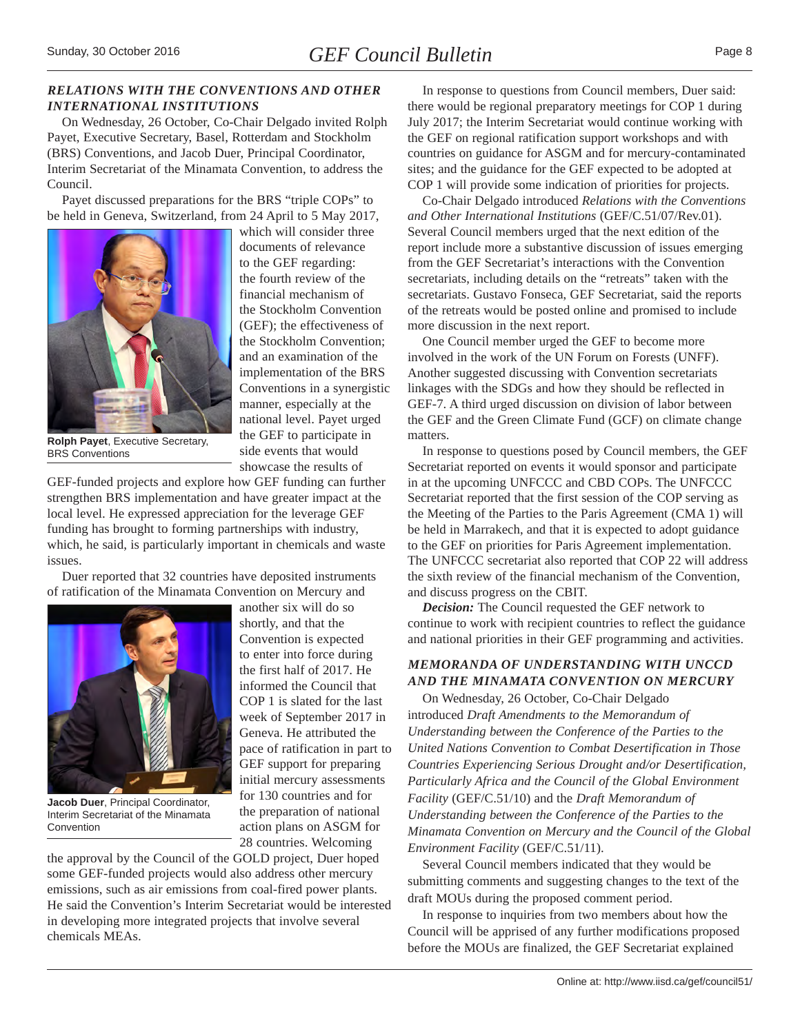## *RELATIONS WITH THE CONVENTIONS AND OTHER INTERNATIONAL INSTITUTIONS*

On Wednesday, 26 October, Co-Chair Delgado invited Rolph Payet, Executive Secretary, Basel, Rotterdam and Stockholm (BRS) Conventions, and Jacob Duer, Principal Coordinator, Interim Secretariat of the Minamata Convention, to address the Council.

Payet discussed preparations for the BRS "triple COPs" to be held in Geneva, Switzerland, from 24 April to 5 May 2017, which will consider three documents of relevance to the GEF regarding: the fourth review of the financial mechanism of the Stockholm Convention (GEF); the effectiveness of the Stockholm Convention; and an examination of the implementation of the BRS Conventions in a synergistic manner, especially at the national level. Payet urged the GEF to participate in side events that would showcase the results of GEF-funded projects and explore how GEF funding can further strengthen BRS implementation and have greater impact at the local level. He expressed appreciation for the leverage GEF funding has brought to forming partnerships with industry, which, he said, is particularly important in chemicals and waste issues.

**Rolph Payet**, Executive Secretary, BRS Conventions

Duer reported that 32 countries have deposited instruments of ratification of the Minamata Convention on Mercury and another six will do so shortly, and that the Convention is expected to enter into force during the first half of 2017. He informed the Council that COP 1 is slated for the last week of September 2017 in Geneva. He attributed the pace of ratification in part to GEF support for preparing initial mercury assessments for 130 countries and for the preparation of national action plans on ASGM for 28 countries. Welcoming the approval by the Council of the GOLD project, Duer hoped some GEF-funded projects would also address other mercury emissions, such as air emissions from coal-fired power plants. He said the Convention's Interim Secretariat would be interested in developing more integrated projects that involve several chemicals MEAs.

**Jacob Duer**, Principal Coordinator, Interim Secretariat of the Minamata Convention

In response to questions from Council members, Duer said: there would be regional preparatory meetings for COP 1 during July 2017; the Interim Secretariat would continue working with the GEF on regional ratification support workshops and with countries on guidance for ASGM and for mercury-contaminated sites; and the guidance for the GEF expected to be adopted at COP 1 will provide some indication of priorities for projects.

Co-Chair Delgado introduced *Relations with the Conventions and Other International Institutions* (GEF/C.51/07/Rev.01). Several Council members urged that the next edition of the report include more a substantive discussion of issues emerging from the GEF Secretariat's interactions with the Convention secretariats, including details on the "retreats" taken with the secretariats. Gustavo Fonseca, GEF Secretariat, said the reports of the retreats would be posted online and promised to include more discussion in the next report.

One Council member urged the GEF to become more involved in the work of the UN Forum on Forests (UNFF). Another suggested discussing with Convention secretariats linkages with the SDGs and how they should be reflected in GEF-7. A third urged discussion on division of labor between the GEF and the Green Climate Fund (GCF) on climate change matters.

In response to questions posed by Council members, the GEF Secretariat reported on events it would sponsor and participate in at the upcoming UNFCCC and CBD COPs. The UNFCCC Secretariat reported that the first session of the COP serving as the Meeting of the Parties to the Paris Agreement (CMA 1) will be held in Marrakech, and that it is expected to adopt guidance to the GEF on priorities for Paris Agreement implementation. The UNFCCC secretariat also reported that COP 22 will address the sixth review of the financial mechanism of the Convention, and discuss progress on the CBIT.

***Decision:*** The Council requested the GEF network to continue to work with recipient countries to reflect the guidance and national priorities in their GEF programming and activities.

## *MEMORANDA OF UNDERSTANDING WITH UNCCD AND THE MINAMATA CONVENTION ON MERCURY*

On Wednesday, 26 October, Co-Chair Delgado introduced *Draft Amendments to the Memorandum of Understanding between the Conference of the Parties to the United Nations Convention to Combat Desertification in Those Countries Experiencing Serious Drought and/or Desertification, Particularly Africa and the Council of the Global Environment Facility* (GEF/C.51/10) and the *Draft Memorandum of Understanding between the Conference of the Parties to the Minamata Convention on Mercury and the Council of the Global Environment Facility* (GEF/C.51/11).

Several Council members indicated that they would be submitting comments and suggesting changes to the text of the draft MOUs during the proposed comment period.

In response to inquiries from two members about how the Council will be apprised of any further modifications proposed before the MOUs are finalized, the GEF Secretariat explained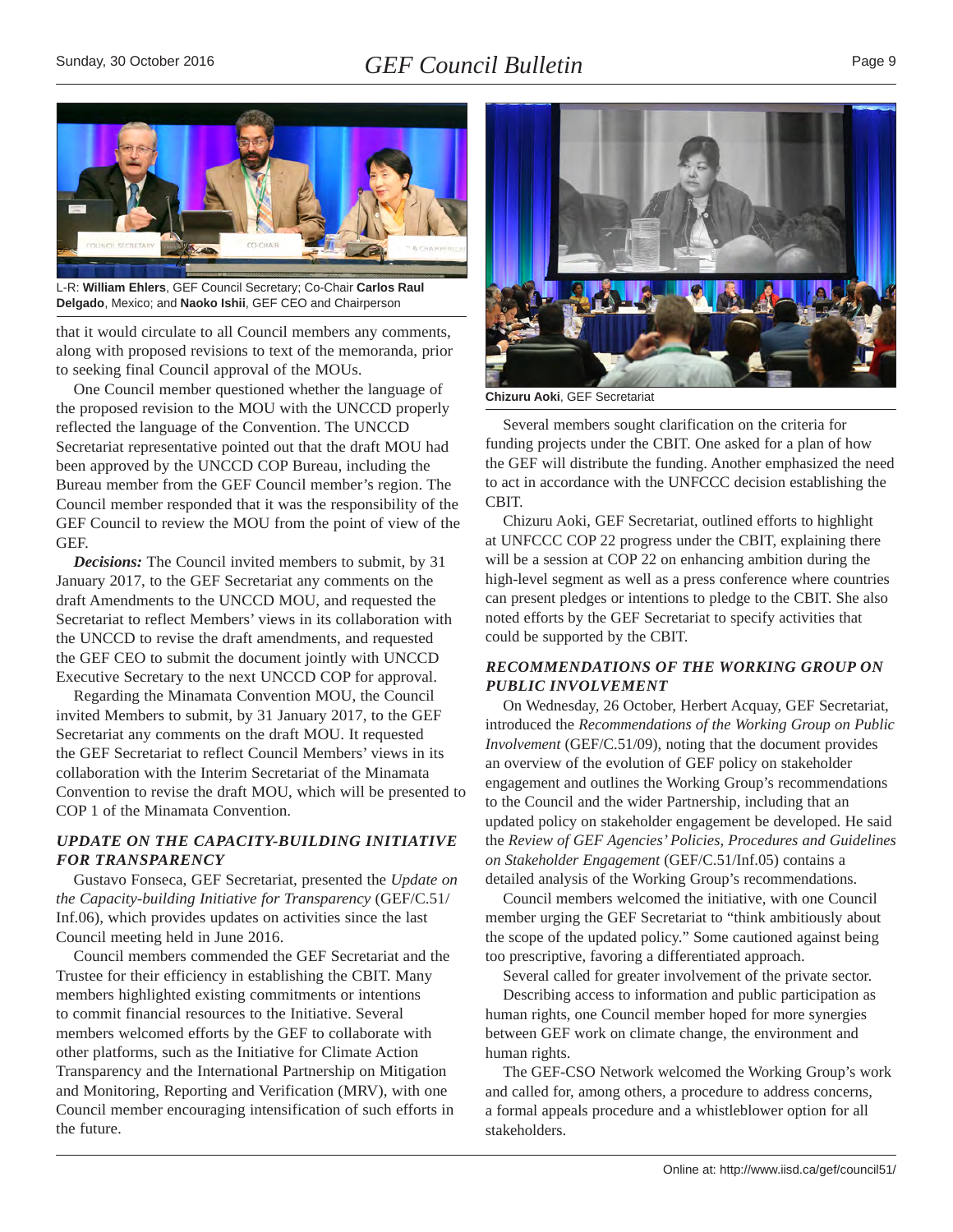L-R: **William Ehlers**, GEF Council Secretary; Co-Chair **Carlos Raul Delgado**, Mexico; and **Naoko Ishii**, GEF CEO and Chairperson

that it would circulate to all Council members any comments, along with proposed revisions to text of the memoranda, prior to seeking final Council approval of the MOUs.

One Council member questioned whether the language of the proposed revision to the MOU with the UNCCD properly reflected the language of the Convention. The UNCCD Secretariat representative pointed out that the draft MOU had been approved by the UNCCD COP Bureau, including the Bureau member from the GEF Council member's region. The Council member responded that it was the responsibility of the GEF Council to review the MOU from the point of view of the GEF.

***Decisions:*** The Council invited members to submit, by 31 January 2017, to the GEF Secretariat any comments on the draft Amendments to the UNCCD MOU, and requested the Secretariat to reflect Members' views in its collaboration with the UNCCD to revise the draft amendments, and requested the GEF CEO to submit the document jointly with UNCCD Executive Secretary to the next UNCCD COP for approval.

Regarding the Minamata Convention MOU, the Council invited Members to submit, by 31 January 2017, to the GEF Secretariat any comments on the draft MOU. It requested the GEF Secretariat to reflect Council Members' views in its collaboration with the Interim Secretariat of the Minamata Convention to revise the draft MOU, which will be presented to COP 1 of the Minamata Convention.

### *UPDATE ON THE CAPACITY-BUILDING INITIATIVE FOR TRANSPARENCY*

Gustavo Fonseca, GEF Secretariat, presented the *Update on the Capacity-building Initiative for Transparency* (GEF/C.51/Inf.06), which provides updates on activities since the last Council meeting held in June 2016.

Council members commended the GEF Secretariat and the Trustee for their efficiency in establishing the CBIT. Many members highlighted existing commitments or intentions to commit financial resources to the Initiative. Several members welcomed efforts by the GEF to collaborate with other platforms, such as the Initiative for Climate Action Transparency and the International Partnership on Mitigation and Monitoring, Reporting and Verification (MRV), with one Council member encouraging intensification of such efforts in the future.

**Chizuru Aoki**, GEF Secretariat

Several members sought clarification on the criteria for funding projects under the CBIT. One asked for a plan of how the GEF will distribute the funding. Another emphasized the need to act in accordance with the UNFCCC decision establishing the CBIT.

Chizuru Aoki, GEF Secretariat, outlined efforts to highlight at UNFCCC COP 22 progress under the CBIT, explaining there will be a session at COP 22 on enhancing ambition during the high-level segment as well as a press conference where countries can present pledges or intentions to pledge to the CBIT. She also noted efforts by the GEF Secretariat to specify activities that could be supported by the CBIT.

### *RECOMMENDATIONS OF THE WORKING GROUP ON PUBLIC INVOLVEMENT*

On Wednesday, 26 October, Herbert Acquay, GEF Secretariat, introduced the *Recommendations of the Working Group on Public Involvement* (GEF/C.51/09), noting that the document provides an overview of the evolution of GEF policy on stakeholder engagement and outlines the Working Group's recommendations to the Council and the wider Partnership, including that an updated policy on stakeholder engagement be developed. He said the *Review of GEF Agencies' Policies, Procedures and Guidelines on Stakeholder Engagement* (GEF/C.51/Inf.05) contains a detailed analysis of the Working Group's recommendations.

Council members welcomed the initiative, with one Council member urging the GEF Secretariat to "think ambitiously about the scope of the updated policy." Some cautioned against being too prescriptive, favoring a differentiated approach.

Several called for greater involvement of the private sector.

Describing access to information and public participation as human rights, one Council member hoped for more synergies between GEF work on climate change, the environment and human rights.

The GEF-CSO Network welcomed the Working Group's work and called for, among others, a procedure to address concerns, a formal appeals procedure and a whistleblower option for all stakeholders.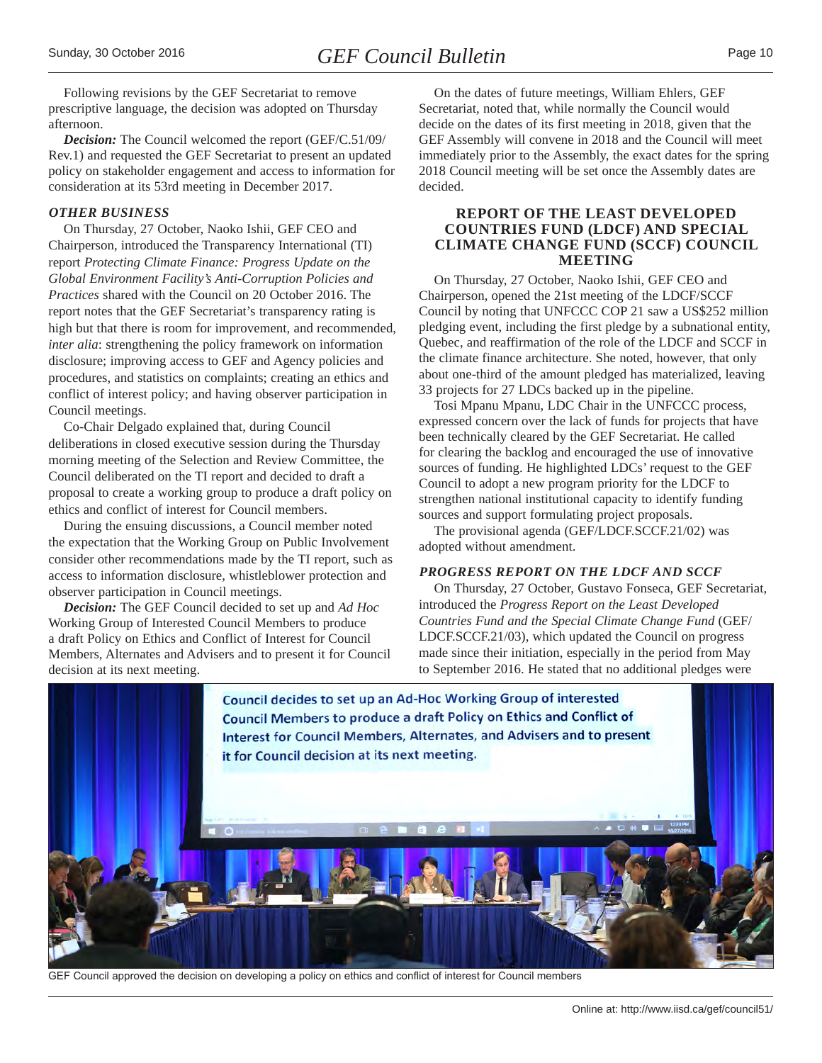Following revisions by the GEF Secretariat to remove prescriptive language, the decision was adopted on Thursday afternoon.

***Decision:*** The Council welcomed the report (GEF/C.51/09/Rev.1) and requested the GEF Secretariat to present an updated policy on stakeholder engagement and access to information for consideration at its 53rd meeting in December 2017.

### *OTHER BUSINESS*

On Thursday, 27 October, Naoko Ishii, GEF CEO and Chairperson, introduced the Transparency International (TI) report *Protecting Climate Finance: Progress Update on the Global Environment Facility's Anti-Corruption Policies and Practices* shared with the Council on 20 October 2016. The report notes that the GEF Secretariat's transparency rating is high but that there is room for improvement, and recommended, *inter alia*: strengthening the policy framework on information disclosure; improving access to GEF and Agency policies and procedures, and statistics on complaints; creating an ethics and conflict of interest policy; and having observer participation in Council meetings.

Co-Chair Delgado explained that, during Council deliberations in closed executive session during the Thursday morning meeting of the Selection and Review Committee, the Council deliberated on the TI report and decided to draft a proposal to create a working group to produce a draft policy on ethics and conflict of interest for Council members.

During the ensuing discussions, a Council member noted the expectation that the Working Group on Public Involvement consider other recommendations made by the TI report, such as access to information disclosure, whistleblower protection and observer participation in Council meetings.

***Decision:*** The GEF Council decided to set up and *Ad Hoc* Working Group of Interested Council Members to produce a draft Policy on Ethics and Conflict of Interest for Council Members, Alternates and Advisers and to present it for Council decision at its next meeting.

On the dates of future meetings, William Ehlers, GEF Secretariat, noted that, while normally the Council would decide on the dates of its first meeting in 2018, given that the GEF Assembly will convene in 2018 and the Council will meet immediately prior to the Assembly, the exact dates for the spring 2018 Council meeting will be set once the Assembly dates are decided.

## REPORT OF THE LEAST DEVELOPED COUNTRIES FUND (LDCF) AND SPECIAL CLIMATE CHANGE FUND (SCCF) COUNCIL MEETING

On Thursday, 27 October, Naoko Ishii, GEF CEO and Chairperson, opened the 21st meeting of the LDCF/SCCF Council by noting that UNFCCC COP 21 saw a US$252 million pledging event, including the first pledge by a subnational entity, Quebec, and reaffirmation of the role of the LDCF and SCCF in the climate finance architecture. She noted, however, that only about one-third of the amount pledged has materialized, leaving 33 projects for 27 LDCs backed up in the pipeline.

Tosi Mpanu Mpanu, LDC Chair in the UNFCCC process, expressed concern over the lack of funds for projects that have been technically cleared by the GEF Secretariat. He called for clearing the backlog and encouraged the use of innovative sources of funding. He highlighted LDCs' request to the GEF Council to adopt a new program priority for the LDCF to strengthen national institutional capacity to identify funding sources and support formulating project proposals.

The provisional agenda (GEF/LDCF.SCCF.21/02) was adopted without amendment.

### *PROGRESS REPORT ON THE LDCF AND SCCF*

On Thursday, 27 October, Gustavo Fonseca, GEF Secretariat, introduced the *Progress Report on the Least Developed Countries Fund and the Special Climate Change Fund* (GEF/LDCF.SCCF.21/03), which updated the Council on progress made since their initiation, especially in the period from May to September 2016. He stated that no additional pledges were

GEF Council approved the decision on developing a policy on ethics and conflict of interest for Council members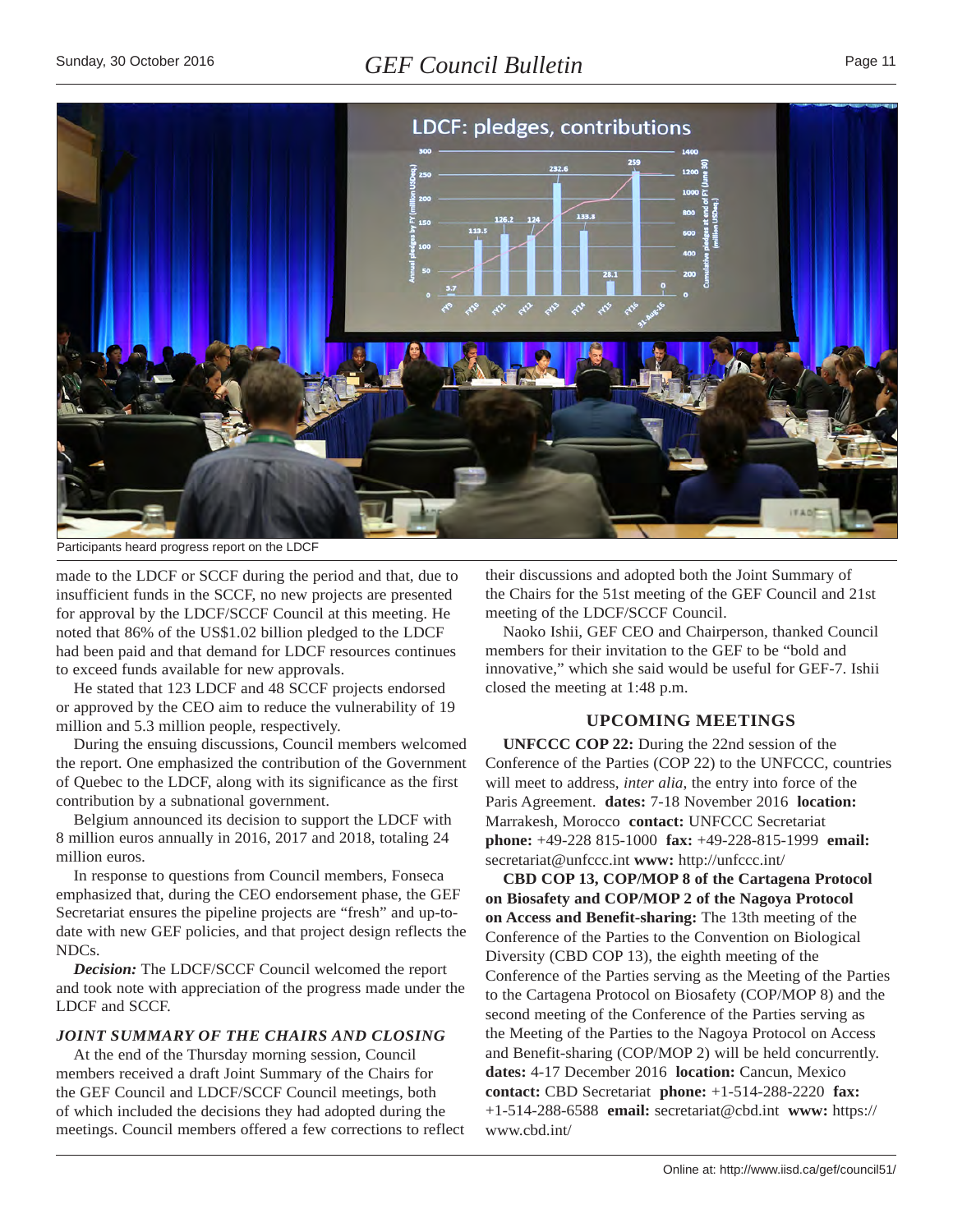Participants heard progress report on the LDCF

made to the LDCF or SCCF during the period and that, due to insufficient funds in the SCCF, no new projects are presented for approval by the LDCF/SCCF Council at this meeting. He noted that 86% of the US$1.02 billion pledged to the LDCF had been paid and that demand for LDCF resources continues to exceed funds available for new approvals.

He stated that 123 LDCF and 48 SCCF projects endorsed or approved by the CEO aim to reduce the vulnerability of 19 million and 5.3 million people, respectively.

During the ensuing discussions, Council members welcomed the report. One emphasized the contribution of the Government of Quebec to the LDCF, along with its significance as the first contribution by a subnational government.

Belgium announced its decision to support the LDCF with 8 million euros annually in 2016, 2017 and 2018, totaling 24 million euros.

In response to questions from Council members, Fonseca emphasized that, during the CEO endorsement phase, the GEF Secretariat ensures the pipeline projects are "fresh" and up-to-date with new GEF policies, and that project design reflects the NDCs.

***Decision:*** The LDCF/SCCF Council welcomed the report and took note with appreciation of the progress made under the LDCF and SCCF.

### *JOINT SUMMARY OF THE CHAIRS AND CLOSING*

At the end of the Thursday morning session, Council members received a draft Joint Summary of the Chairs for the GEF Council and LDCF/SCCF Council meetings, both of which included the decisions they had adopted during the meetings. Council members offered a few corrections to reflect their discussions and adopted both the Joint Summary of the Chairs for the 51st meeting of the GEF Council and 21st meeting of the LDCF/SCCF Council.

Naoko Ishii, GEF CEO and Chairperson, thanked Council members for their invitation to the GEF to be "bold and innovative," which she said would be useful for GEF-7. Ishii closed the meeting at 1:48 p.m.

## UPCOMING MEETINGS

**UNFCCC COP 22:** During the 22nd session of the Conference of the Parties (COP 22) to the UNFCCC, countries will meet to address, *inter alia*, the entry into force of the Paris Agreement. **dates:** 7-18 November 2016 **location:** Marrakesh, Morocco **contact:** UNFCCC Secretariat **phone:** +49-228 815-1000 **fax:** +49-228-815-1999 **email:** secretariat@unfccc.int **www:** http://unfccc.int/

**CBD COP 13, COP/MOP 8 of the Cartagena Protocol on Biosafety and COP/MOP 2 of the Nagoya Protocol on Access and Benefit-sharing:** The 13th meeting of the Conference of the Parties to the Convention on Biological Diversity (CBD COP 13), the eighth meeting of the Conference of the Parties serving as the Meeting of the Parties to the Cartagena Protocol on Biosafety (COP/MOP 8) and the second meeting of the Conference of the Parties serving as the Meeting of the Parties to the Nagoya Protocol on Access and Benefit-sharing (COP/MOP 2) will be held concurrently. **dates:** 4-17 December 2016 **location:** Cancun, Mexico **contact:** CBD Secretariat **phone:** +1-514-288-2220 **fax:** +1-514-288-6588 **email:** secretariat@cbd.int **www:** https://www.cbd.int/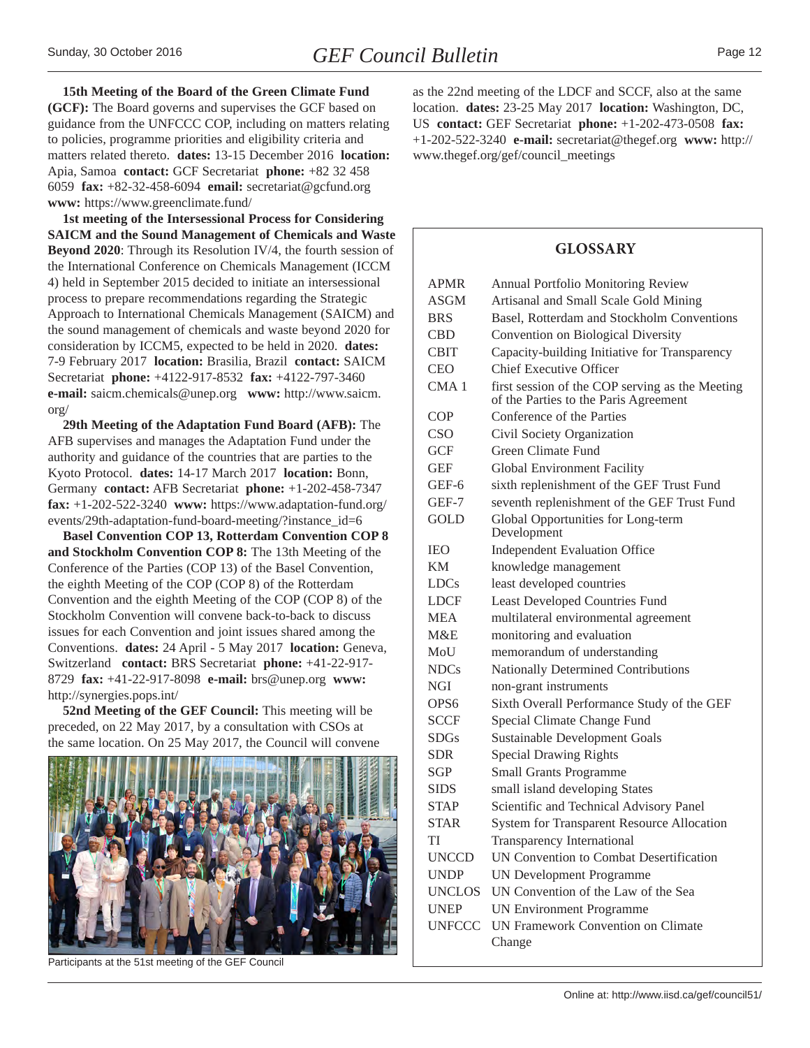**15th Meeting of the Board of the Green Climate Fund (GCF):** The Board governs and supervises the GCF based on guidance from the UNFCCC COP, including on matters relating to policies, programme priorities and eligibility criteria and matters related thereto. **dates:** 13-15 December 2016 **location:** Apia, Samoa **contact:** GCF Secretariat **phone:** +82 32 458 6059 **fax:** +82-32-458-6094 **email:** secretariat@gcfund.org **www:** https://www.greenclimate.fund/

**1st meeting of the Intersessional Process for Considering SAICM and the Sound Management of Chemicals and Waste Beyond 2020**: Through its Resolution IV/4, the fourth session of the International Conference on Chemicals Management (ICCM 4) held in September 2015 decided to initiate an intersessional process to prepare recommendations regarding the Strategic Approach to International Chemicals Management (SAICM) and the sound management of chemicals and waste beyond 2020 for consideration by ICCM5, expected to be held in 2020. **dates:** 7-9 February 2017 **location:** Brasilia, Brazil **contact:** SAICM Secretariat **phone:** +4122-917-8532 **fax:** +4122-797-3460 **e-mail:** saicm.chemicals@unep.org **www:** http://www.saicm.org/

**29th Meeting of the Adaptation Fund Board (AFB):** The AFB supervises and manages the Adaptation Fund under the authority and guidance of the countries that are parties to the Kyoto Protocol. **dates:** 14-17 March 2017 **location:** Bonn, Germany **contact:** AFB Secretariat **phone:** +1-202-458-7347 **fax:** +1-202-522-3240 **www:** https://www.adaptation-fund.org/events/29th-adaptation-fund-board-meeting/?instance_id=6

**Basel Convention COP 13, Rotterdam Convention COP 8 and Stockholm Convention COP 8:** The 13th Meeting of the Conference of the Parties (COP 13) of the Basel Convention, the eighth Meeting of the COP (COP 8) of the Rotterdam Convention and the eighth Meeting of the COP (COP 8) of the Stockholm Convention will convene back-to-back to discuss issues for each Convention and joint issues shared among the Conventions. **dates:** 24 April - 5 May 2017 **location:** Geneva, Switzerland **contact:** BRS Secretariat **phone:** +41-22-917-8729 **fax:** +41-22-917-8098 **e-mail:** brs@unep.org **www:** http://synergies.pops.int/

**52nd Meeting of the GEF Council:** This meeting will be preceded, on 22 May 2017, by a consultation with CSOs at the same location. On 25 May 2017, the Council will convene as the 22nd meeting of the LDCF and SCCF, also at the same location. **dates:** 23-25 May 2017 **location:** Washington, DC, US **contact:** GEF Secretariat **phone:** +1-202-473-0508 **fax:** +1-202-522-3240 **e-mail:** secretariat@thegef.org **www:** http://www.thegef.org/gef/council_meetings

Participants at the 51st meeting of the GEF Council

## GLOSSARY

| | |
|---|---|
| APMR | Annual Portfolio Monitoring Review |
| ASGM | Artisanal and Small Scale Gold Mining |
| BRS | Basel, Rotterdam and Stockholm Conventions |
| CBD | Convention on Biological Diversity |
| CBIT | Capacity-building Initiative for Transparency |
| CEO | Chief Executive Officer |
| CMA 1 | first session of the COP serving as the Meeting of the Parties to the Paris Agreement |
| COP | Conference of the Parties |
| CSO | Civil Society Organization |
| GCF | Green Climate Fund |
| GEF | Global Environment Facility |
| GEF-6 | sixth replenishment of the GEF Trust Fund |
| GEF-7 | seventh replenishment of the GEF Trust Fund |
| GOLD | Global Opportunities for Long-term Development |
| IEO | Independent Evaluation Office |
| KM | knowledge management |
| LDCs | least developed countries |
| LDCF | Least Developed Countries Fund |
| MEA | multilateral environmental agreement |
| M&E | monitoring and evaluation |
| MoU | memorandum of understanding |
| NDCs | Nationally Determined Contributions |
| NGI | non-grant instruments |
| OPS6 | Sixth Overall Performance Study of the GEF |
| SCCF | Special Climate Change Fund |
| SDGs | Sustainable Development Goals |
| SDR | Special Drawing Rights |
| SGP | Small Grants Programme |
| SIDS | small island developing States |
| STAP | Scientific and Technical Advisory Panel |
| STAR | System for Transparent Resource Allocation |
| TI | Transparency International |
| UNCCD | UN Convention to Combat Desertification |
| UNDP | UN Development Programme |
| UNCLOS | UN Convention of the Law of the Sea |
| UNEP | UN Environment Programme |
| UNFCCC | UN Framework Convention on Climate Change |